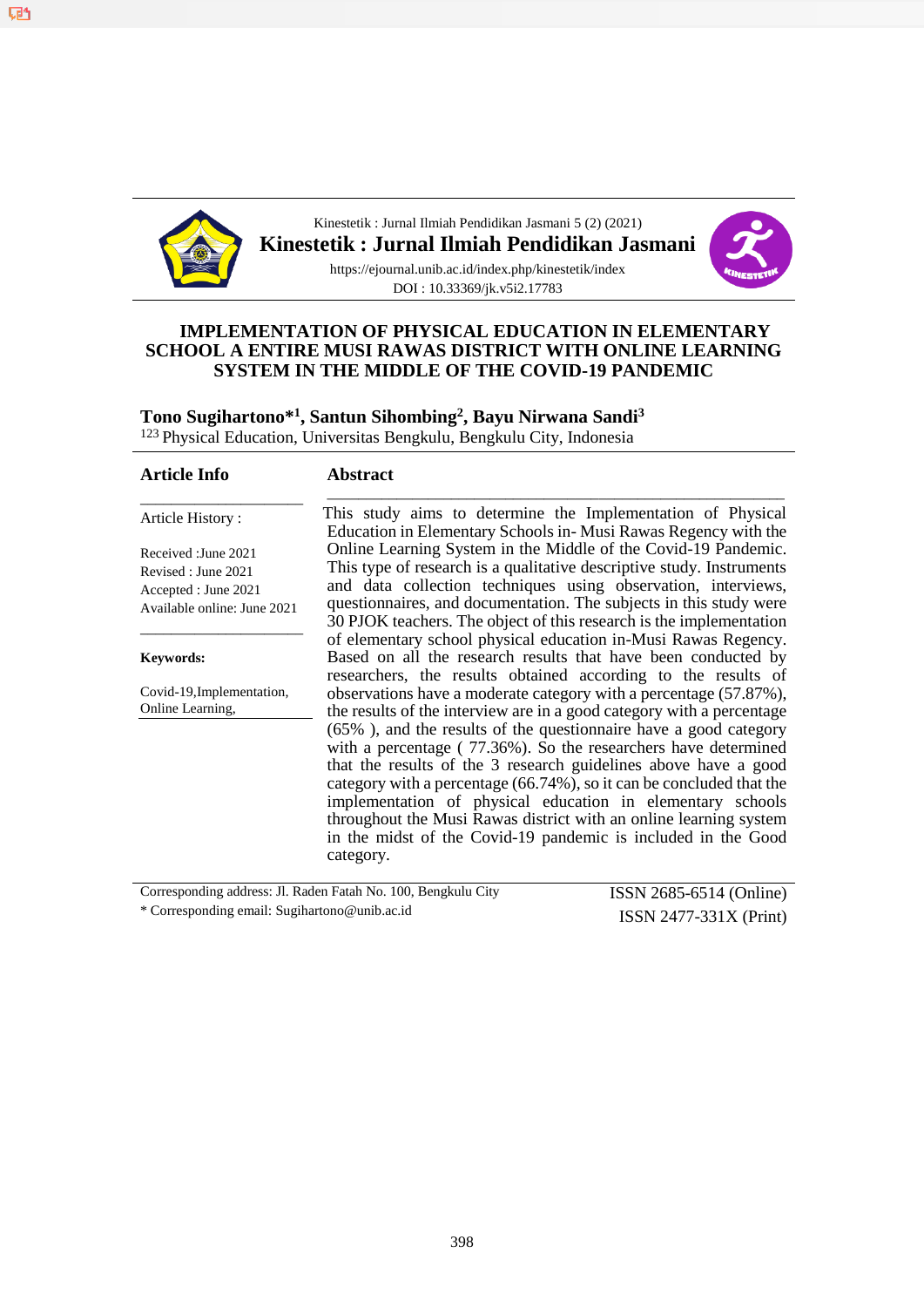Kinestetik : Jurnal Ilmiah Pendidikan Jasmani 5 (2) (2021)

**Kinestetik : Jurnal Ilmiah Pendidikan Jasmani**

https://ejournal.unib.ac.id/index.php/kinestetik/index

DOI : 10.33369/jk.v5i2.17783

# IMPLEMENTATION OF PHYSICAL EDUCATION IN ELEMENTARY SCHOOL A ENTIRE MUSI RAWAS DISTRICT WITH ONLINE LEARNING SYSTEM IN THE MIDDLE OF THE COVID-19 PANDEMIC

**Tono Sugihartono*[1], Santun Sihombing[2], Bayu Nirwana Sandi[3]**

[123] Physical Education, Universitas Bengkulu, Bengkulu City, Indonesia

## Article Info

Article History :

Received :June 2021
Revised : June 2021
Accepted : June 2021
Available online: June 2021

**Keywords:**

Covid-19,Implementation, Online Learning,

## Abstract

This study aims to determine the Implementation of Physical Education in Elementary Schools in- Musi Rawas Regency with the Online Learning System in the Middle of the Covid-19 Pandemic. This type of research is a qualitative descriptive study. Instruments and data collection techniques using observation, interviews, questionnaires, and documentation. The subjects in this study were 30 PJOK teachers. The object of this research is the implementation of elementary school physical education in-Musi Rawas Regency. Based on all the research results that have been conducted by researchers, the results obtained according to the results of observations have a moderate category with a percentage (57.87%), the results of the interview are in a good category with a percentage (65% ), and the results of the questionnaire have a good category with a percentage ( 77.36%). So the researchers have determined that the results of the 3 research guidelines above have a good category with a percentage (66.74%), so it can be concluded that the implementation of physical education in elementary schools throughout the Musi Rawas district with an online learning system in the midst of the Covid-19 pandemic is included in the Good category.

Corresponding address: Jl. Raden Fatah No. 100, Bengkulu City
* Corresponding email: Sugihartono@unib.ac.id

ISSN 2685-6514 (Online)
ISSN 2477-331X (Print)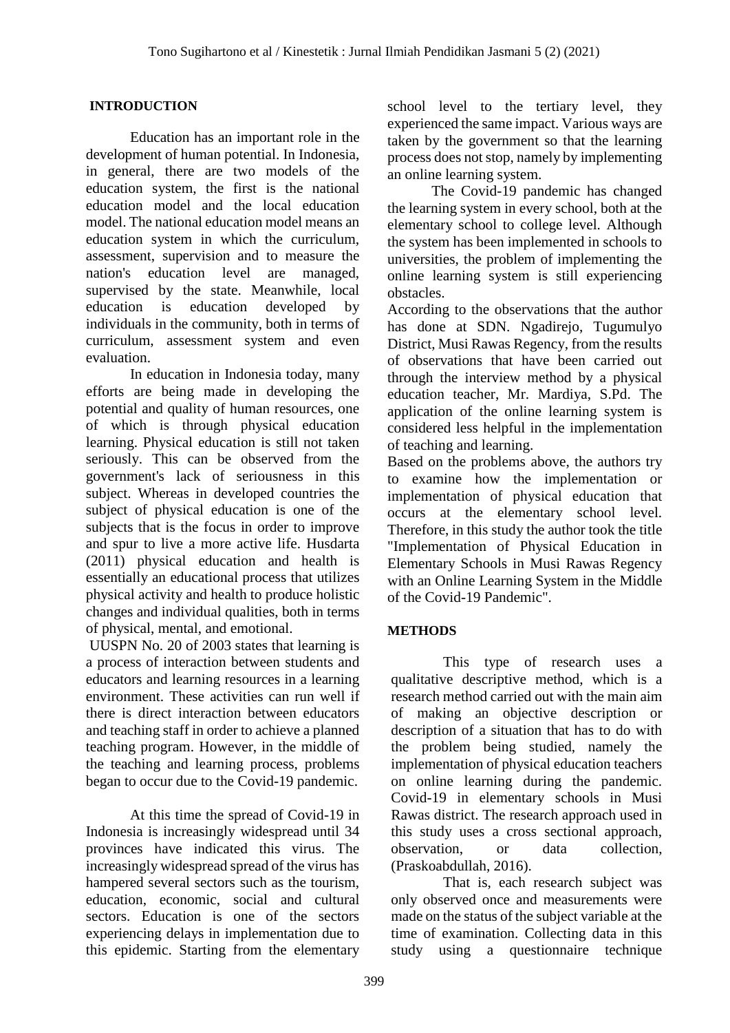## INTRODUCTION

Education has an important role in the development of human potential. In Indonesia, in general, there are two models of the education system, the first is the national education model and the local education model. The national education model means an education system in which the curriculum, assessment, supervision and to measure the nation's education level are managed, supervised by the state. Meanwhile, local education is education developed by individuals in the community, both in terms of curriculum, assessment system and even evaluation.

In education in Indonesia today, many efforts are being made in developing the potential and quality of human resources, one of which is through physical education learning. Physical education is still not taken seriously. This can be observed from the government's lack of seriousness in this subject. Whereas in developed countries the subject of physical education is one of the subjects that is the focus in order to improve and spur to live a more active life. Husdarta (2011) physical education and health is essentially an educational process that utilizes physical activity and health to produce holistic changes and individual qualities, both in terms of physical, mental, and emotional.

UUSPN No. 20 of 2003 states that learning is a process of interaction between students and educators and learning resources in a learning environment. These activities can run well if there is direct interaction between educators and teaching staff in order to achieve a planned teaching program. However, in the middle of the teaching and learning process, problems began to occur due to the Covid-19 pandemic.

At this time the spread of Covid-19 in Indonesia is increasingly widespread until 34 provinces have indicated this virus. The increasingly widespread spread of the virus has hampered several sectors such as the tourism, education, economic, social and cultural sectors. Education is one of the sectors experiencing delays in implementation due to this epidemic. Starting from the elementary school level to the tertiary level, they experienced the same impact. Various ways are taken by the government so that the learning process does not stop, namely by implementing an online learning system.

The Covid-19 pandemic has changed the learning system in every school, both at the elementary school to college level. Although the system has been implemented in schools to universities, the problem of implementing the online learning system is still experiencing obstacles.

According to the observations that the author has done at SDN. Ngadirejo, Tugumulyo District, Musi Rawas Regency, from the results of observations that have been carried out through the interview method by a physical education teacher, Mr. Mardiya, S.Pd. The application of the online learning system is considered less helpful in the implementation of teaching and learning.

Based on the problems above, the authors try to examine how the implementation or implementation of physical education that occurs at the elementary school level. Therefore, in this study the author took the title "Implementation of Physical Education in Elementary Schools in Musi Rawas Regency with an Online Learning System in the Middle of the Covid-19 Pandemic".

## METHODS

This type of research uses a qualitative descriptive method, which is a research method carried out with the main aim of making an objective description or description of a situation that has to do with the problem being studied, namely the implementation of physical education teachers on online learning during the pandemic. Covid-19 in elementary schools in Musi Rawas district. The research approach used in this study uses a cross sectional approach, observation, or data collection, (Praskoabdullah, 2016).

That is, each research subject was only observed once and measurements were made on the status of the subject variable at the time of examination. Collecting data in this study using a questionnaire technique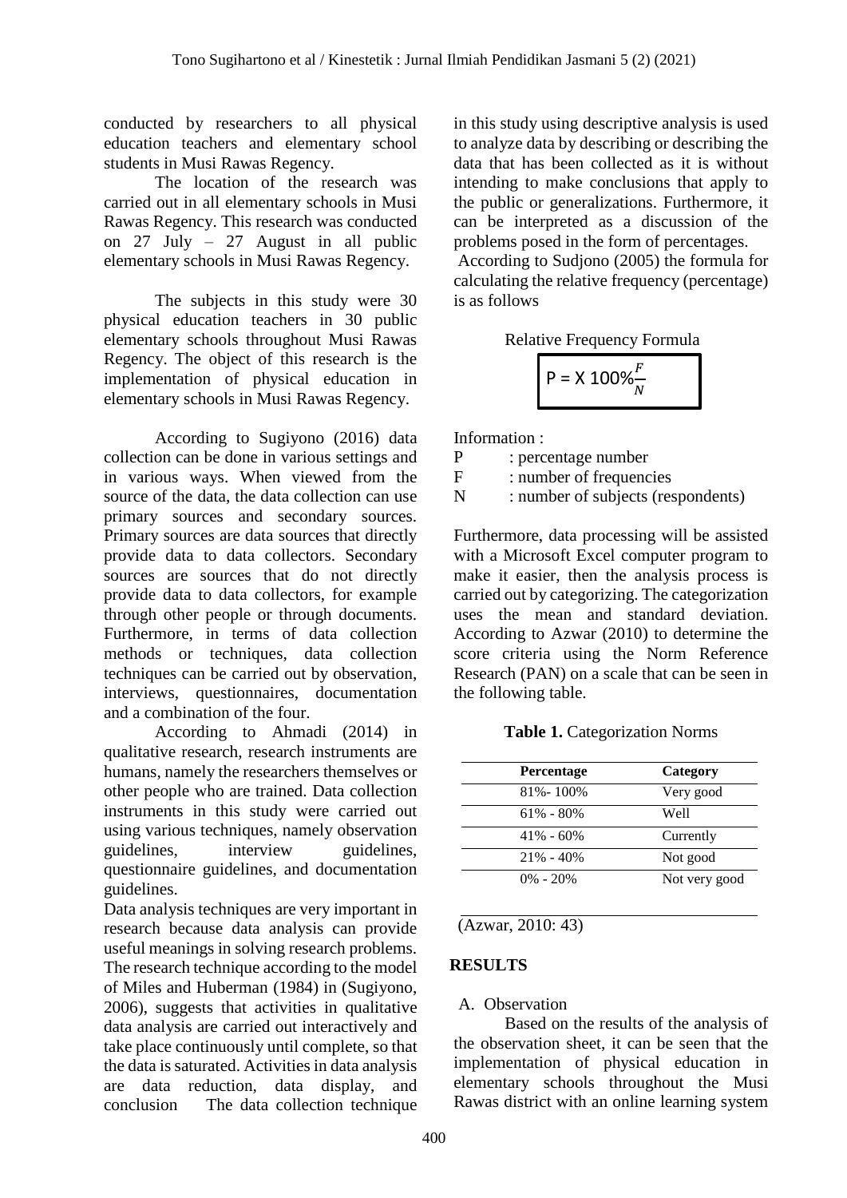conducted by researchers to all physical education teachers and elementary school students in Musi Rawas Regency.

The location of the research was carried out in all elementary schools in Musi Rawas Regency. This research was conducted on 27 July – 27 August in all public elementary schools in Musi Rawas Regency.

The subjects in this study were 30 physical education teachers in 30 public elementary schools throughout Musi Rawas Regency. The object of this research is the implementation of physical education in elementary schools in Musi Rawas Regency.

According to Sugiyono (2016) data collection can be done in various settings and in various ways. When viewed from the source of the data, the data collection can use primary sources and secondary sources. Primary sources are data sources that directly provide data to data collectors. Secondary sources are sources that do not directly provide data to data collectors, for example through other people or through documents. Furthermore, in terms of data collection methods or techniques, data collection techniques can be carried out by observation, interviews, questionnaires, documentation and a combination of the four.

According to Ahmadi (2014) in qualitative research, research instruments are humans, namely the researchers themselves or other people who are trained. Data collection instruments in this study were carried out using various techniques, namely observation guidelines, interview guidelines, questionnaire guidelines, and documentation guidelines.

Data analysis techniques are very important in research because data analysis can provide useful meanings in solving research problems. The research technique according to the model of Miles and Huberman (1984) in (Sugiyono, 2006), suggests that activities in qualitative data analysis are carried out interactively and take place continuously until complete, so that the data is saturated. Activities in data analysis are data reduction, data display, and conclusion The data collection technique in this study using descriptive analysis is used to analyze data by describing or describing the data that has been collected as it is without intending to make conclusions that apply to the public or generalizations. Furthermore, it can be interpreted as a discussion of the problems posed in the form of percentages.

According to Sudjono (2005) the formula for calculating the relative frequency (percentage) is as follows

Relative Frequency Formula

$$P = X\ 100\% \frac{F}{N}$$

Information :

P : percentage number
F : number of frequencies
N : number of subjects (respondents)

Furthermore, data processing will be assisted with a Microsoft Excel computer program to make it easier, then the analysis process is carried out by categorizing. The categorization uses the mean and standard deviation. According to Azwar (2010) to determine the score criteria using the Norm Reference Research (PAN) on a scale that can be seen in the following table.

**Table 1.** Categorization Norms

| Percentage | Category |
|---|---|
| 81%- 100% | Very good |
| 61% - 80% | Well |
| 41% - 60% | Currently |
| 21% - 40% | Not good |
| 0% - 20% | Not very good |

(Azwar, 2010: 43)

## RESULTS

A. Observation

Based on the results of the analysis of the observation sheet, it can be seen that the implementation of physical education in elementary schools throughout the Musi Rawas district with an online learning system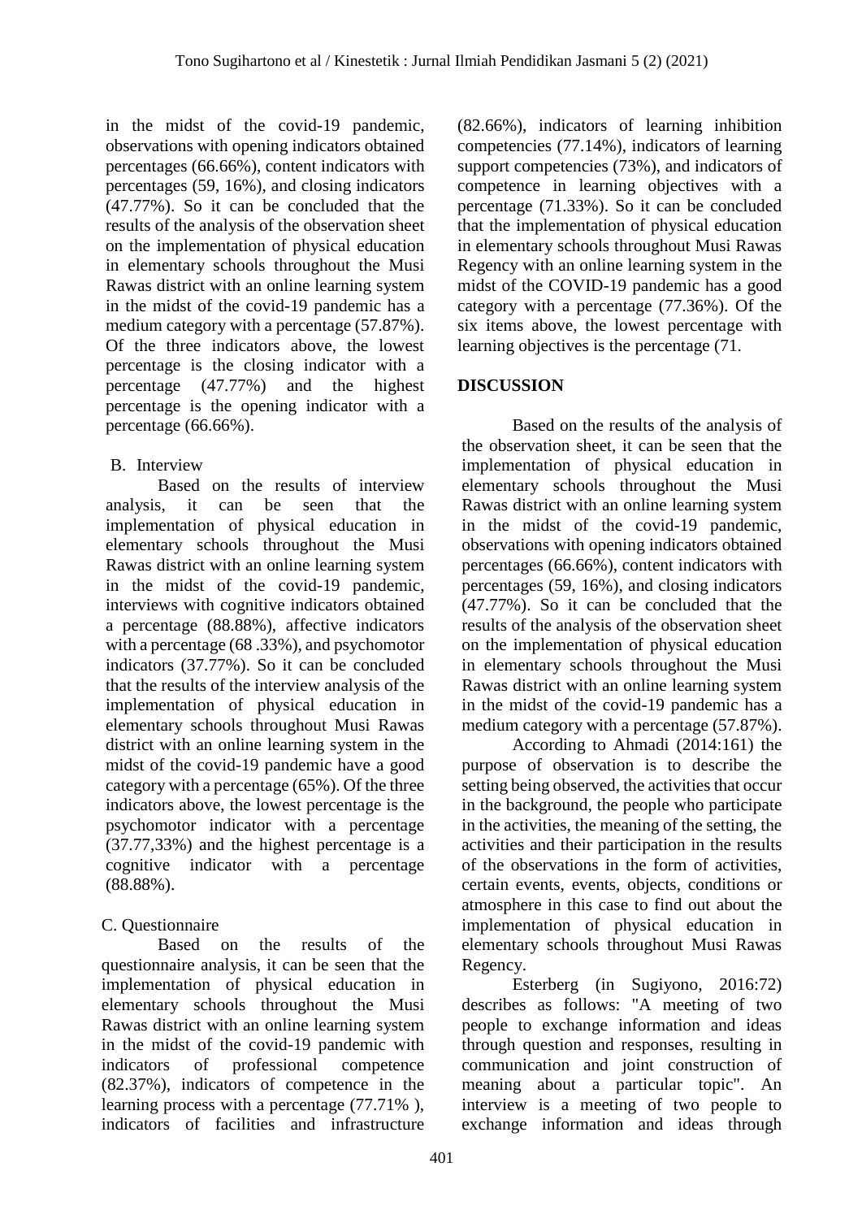in the midst of the covid-19 pandemic, observations with opening indicators obtained percentages (66.66%), content indicators with percentages (59, 16%), and closing indicators (47.77%). So it can be concluded that the results of the analysis of the observation sheet on the implementation of physical education in elementary schools throughout the Musi Rawas district with an online learning system in the midst of the covid-19 pandemic has a medium category with a percentage (57.87%). Of the three indicators above, the lowest percentage is the closing indicator with a percentage (47.77%) and the highest percentage is the opening indicator with a percentage (66.66%).

B. Interview

Based on the results of interview analysis, it can be seen that the implementation of physical education in elementary schools throughout the Musi Rawas district with an online learning system in the midst of the covid-19 pandemic, interviews with cognitive indicators obtained a percentage (88.88%), affective indicators with a percentage (68 .33%), and psychomotor indicators (37.77%). So it can be concluded that the results of the interview analysis of the implementation of physical education in elementary schools throughout Musi Rawas district with an online learning system in the midst of the covid-19 pandemic have a good category with a percentage (65%). Of the three indicators above, the lowest percentage is the psychomotor indicator with a percentage (37.77,33%) and the highest percentage is a cognitive indicator with a percentage (88.88%).

C. Questionnaire

Based on the results of the questionnaire analysis, it can be seen that the implementation of physical education in elementary schools throughout the Musi Rawas district with an online learning system in the midst of the covid-19 pandemic with indicators of professional competence (82.37%), indicators of competence in the learning process with a percentage (77.71% ), indicators of facilities and infrastructure (82.66%), indicators of learning inhibition competencies (77.14%), indicators of learning support competencies (73%), and indicators of competence in learning objectives with a percentage (71.33%). So it can be concluded that the implementation of physical education in elementary schools throughout Musi Rawas Regency with an online learning system in the midst of the COVID-19 pandemic has a good category with a percentage (77.36%). Of the six items above, the lowest percentage with learning objectives is the percentage (71.

## DISCUSSION

Based on the results of the analysis of the observation sheet, it can be seen that the implementation of physical education in elementary schools throughout the Musi Rawas district with an online learning system in the midst of the covid-19 pandemic, observations with opening indicators obtained percentages (66.66%), content indicators with percentages (59, 16%), and closing indicators (47.77%). So it can be concluded that the results of the analysis of the observation sheet on the implementation of physical education in elementary schools throughout the Musi Rawas district with an online learning system in the midst of the covid-19 pandemic has a medium category with a percentage (57.87%).

According to Ahmadi (2014:161) the purpose of observation is to describe the setting being observed, the activities that occur in the background, the people who participate in the activities, the meaning of the setting, the activities and their participation in the results of the observations in the form of activities, certain events, events, objects, conditions or atmosphere in this case to find out about the implementation of physical education in elementary schools throughout Musi Rawas Regency.

Esterberg (in Sugiyono, 2016:72) describes as follows: "A meeting of two people to exchange information and ideas through question and responses, resulting in communication and joint construction of meaning about a particular topic". An interview is a meeting of two people to exchange information and ideas through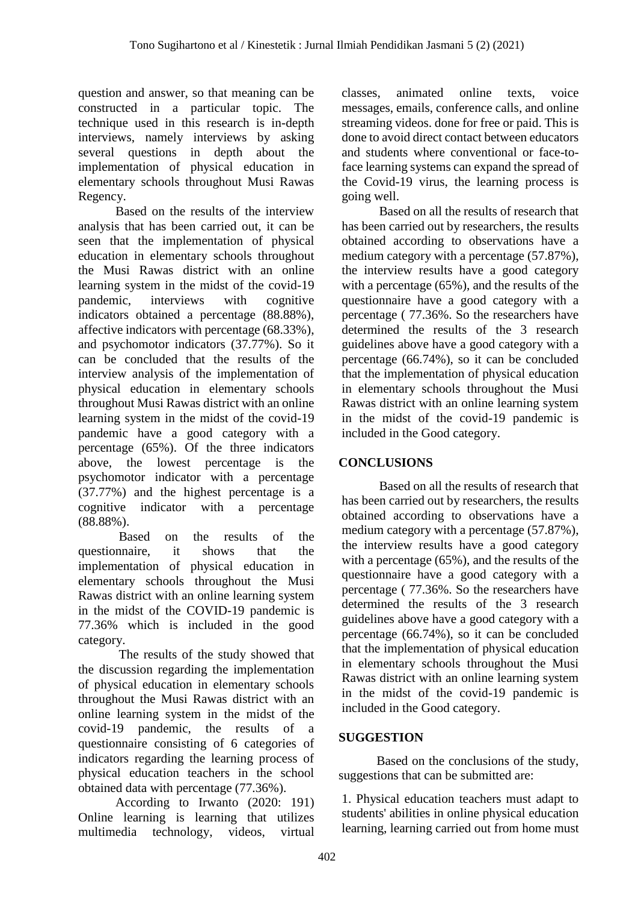question and answer, so that meaning can be constructed in a particular topic. The technique used in this research is in-depth interviews, namely interviews by asking several questions in depth about the implementation of physical education in elementary schools throughout Musi Rawas Regency.

Based on the results of the interview analysis that has been carried out, it can be seen that the implementation of physical education in elementary schools throughout the Musi Rawas district with an online learning system in the midst of the covid-19 pandemic, interviews with cognitive indicators obtained a percentage (88.88%), affective indicators with percentage (68.33%), and psychomotor indicators (37.77%). So it can be concluded that the results of the interview analysis of the implementation of physical education in elementary schools throughout Musi Rawas district with an online learning system in the midst of the covid-19 pandemic have a good category with a percentage (65%). Of the three indicators above, the lowest percentage is the psychomotor indicator with a percentage (37.77%) and the highest percentage is a cognitive indicator with a percentage (88.88%).

Based on the results of the questionnaire, it shows that the implementation of physical education in elementary schools throughout the Musi Rawas district with an online learning system in the midst of the COVID-19 pandemic is 77.36% which is included in the good category.

The results of the study showed that the discussion regarding the implementation of physical education in elementary schools throughout the Musi Rawas district with an online learning system in the midst of the covid-19 pandemic, the results of a questionnaire consisting of 6 categories of indicators regarding the learning process of physical education teachers in the school obtained data with percentage (77.36%).

According to Irwanto (2020: 191) Online learning is learning that utilizes multimedia technology, videos, virtual classes, animated online texts, voice messages, emails, conference calls, and online streaming videos. done for free or paid. This is done to avoid direct contact between educators and students where conventional or face-to-face learning systems can expand the spread of the Covid-19 virus, the learning process is going well.

Based on all the results of research that has been carried out by researchers, the results obtained according to observations have a medium category with a percentage (57.87%), the interview results have a good category with a percentage (65%), and the results of the questionnaire have a good category with a percentage ( 77.36%. So the researchers have determined the results of the 3 research guidelines above have a good category with a percentage (66.74%), so it can be concluded that the implementation of physical education in elementary schools throughout the Musi Rawas district with an online learning system in the midst of the covid-19 pandemic is included in the Good category.

## CONCLUSIONS

Based on all the results of research that has been carried out by researchers, the results obtained according to observations have a medium category with a percentage (57.87%), the interview results have a good category with a percentage (65%), and the results of the questionnaire have a good category with a percentage ( 77.36%. So the researchers have determined the results of the 3 research guidelines above have a good category with a percentage (66.74%), so it can be concluded that the implementation of physical education in elementary schools throughout the Musi Rawas district with an online learning system in the midst of the covid-19 pandemic is included in the Good category.

## SUGGESTION

Based on the conclusions of the study, suggestions that can be submitted are:

1. Physical education teachers must adapt to students' abilities in online physical education learning, learning carried out from home must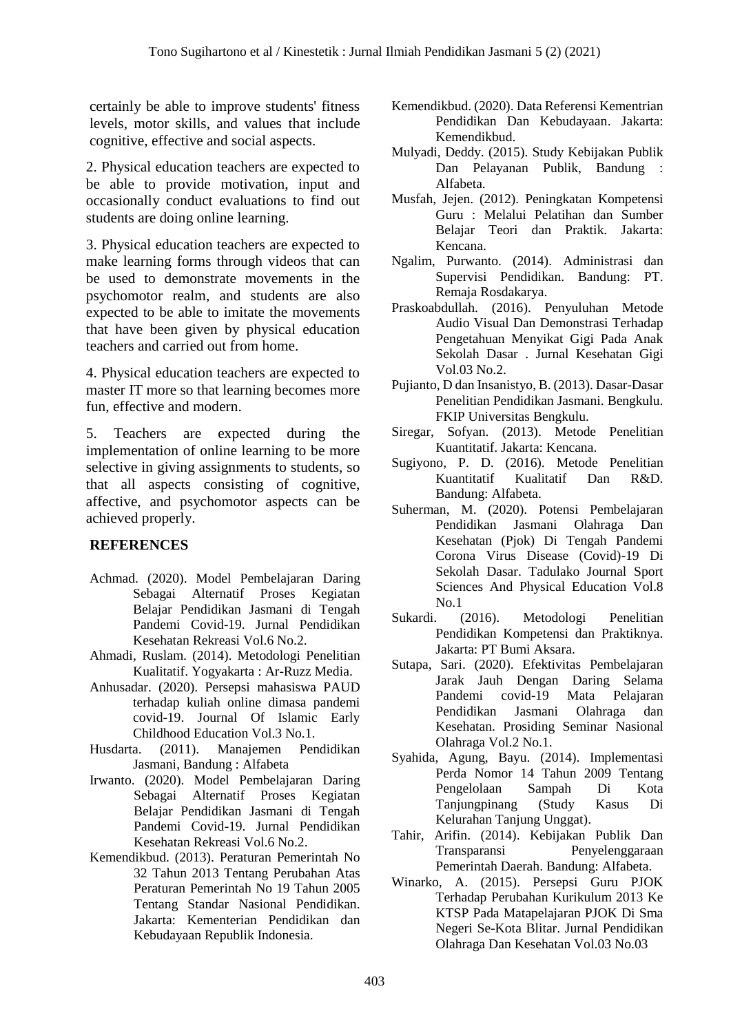certainly be able to improve students' fitness levels, motor skills, and values that include cognitive, effective and social aspects.

2. Physical education teachers are expected to be able to provide motivation, input and occasionally conduct evaluations to find out students are doing online learning.

3. Physical education teachers are expected to make learning forms through videos that can be used to demonstrate movements in the psychomotor realm, and students are also expected to be able to imitate the movements that have been given by physical education teachers and carried out from home.

4. Physical education teachers are expected to master IT more so that learning becomes more fun, effective and modern.

5. Teachers are expected during the implementation of online learning to be more selective in giving assignments to students, so that all aspects consisting of cognitive, affective, and psychomotor aspects can be achieved properly.

## REFERENCES

Achmad. (2020). Model Pembelajaran Daring Sebagai Alternatif Proses Kegiatan Belajar Pendidikan Jasmani di Tengah Pandemi Covid-19. Jurnal Pendidikan Kesehatan Rekreasi Vol.6 No.2.

Ahmadi, Ruslam. (2014). Metodologi Penelitian Kualitatif. Yogyakarta : Ar-Ruzz Media.

Anhusadar. (2020). Persepsi mahasiswa PAUD terhadap kuliah online dimasa pandemi covid-19. Journal Of Islamic Early Childhood Education Vol.3 No.1.

Husdarta. (2011). Manajemen Pendidikan Jasmani, Bandung : Alfabeta

Irwanto. (2020). Model Pembelajaran Daring Sebagai Alternatif Proses Kegiatan Belajar Pendidikan Jasmani di Tengah Pandemi Covid-19. Jurnal Pendidikan Kesehatan Rekreasi Vol.6 No.2.

Kemendikbud. (2013). Peraturan Pemerintah No 32 Tahun 2013 Tentang Perubahan Atas Peraturan Pemerintah No 19 Tahun 2005 Tentang Standar Nasional Pendidikan. Jakarta: Kementerian Pendidikan dan Kebudayaan Republik Indonesia.

Kemendikbud. (2020). Data Referensi Kementrian Pendidikan Dan Kebudayaan. Jakarta: Kemendikbud.

Mulyadi, Deddy. (2015). Study Kebijakan Publik Dan Pelayanan Publik, Bandung : Alfabeta.

Musfah, Jejen. (2012). Peningkatan Kompetensi Guru : Melalui Pelatihan dan Sumber Belajar Teori dan Praktik. Jakarta: Kencana.

Ngalim, Purwanto. (2014). Administrasi dan Supervisi Pendidikan. Bandung: PT. Remaja Rosdakarya.

Praskoabdullah. (2016). Penyuluhan Metode Audio Visual Dan Demonstrasi Terhadap Pengetahuan Menyikat Gigi Pada Anak Sekolah Dasar . Jurnal Kesehatan Gigi Vol.03 No.2.

Pujianto, D dan Insanistyo, B. (2013). Dasar-Dasar Penelitian Pendidikan Jasmani. Bengkulu. FKIP Universitas Bengkulu.

Siregar, Sofyan. (2013). Metode Penelitian Kuantitatif. Jakarta: Kencana.

Sugiyono, P. D. (2016). Metode Penelitian Kuantitatif Kualitatif Dan R&D. Bandung: Alfabeta.

Suherman, M. (2020). Potensi Pembelajaran Pendidikan Jasmani Olahraga Dan Kesehatan (Pjok) Di Tengah Pandemi Corona Virus Disease (Covid)-19 Di Sekolah Dasar. Tadulako Journal Sport Sciences And Physical Education Vol.8 No.1

Sukardi. (2016). Metodologi Penelitian Pendidikan Kompetensi dan Praktiknya. Jakarta: PT Bumi Aksara.

Sutapa, Sari. (2020). Efektivitas Pembelajaran Jarak Jauh Dengan Daring Selama Pandemi covid-19 Mata Pelajaran Pendidikan Jasmani Olahraga dan Kesehatan. Prosiding Seminar Nasional Olahraga Vol.2 No.1.

Syahida, Agung, Bayu. (2014). Implementasi Perda Nomor 14 Tahun 2009 Tentang Pengelolaan Sampah Di Kota Tanjungpinang (Study Kasus Di Kelurahan Tanjung Unggat).

Tahir, Arifin. (2014). Kebijakan Publik Dan Transparansi Penyelenggaraan Pemerintah Daerah. Bandung: Alfabeta.

Winarko, A. (2015). Persepsi Guru PJOK Terhadap Perubahan Kurikulum 2013 Ke KTSP Pada Matapelajaran PJOK Di Sma Negeri Se-Kota Blitar. Jurnal Pendidikan Olahraga Dan Kesehatan Vol.03 No.03